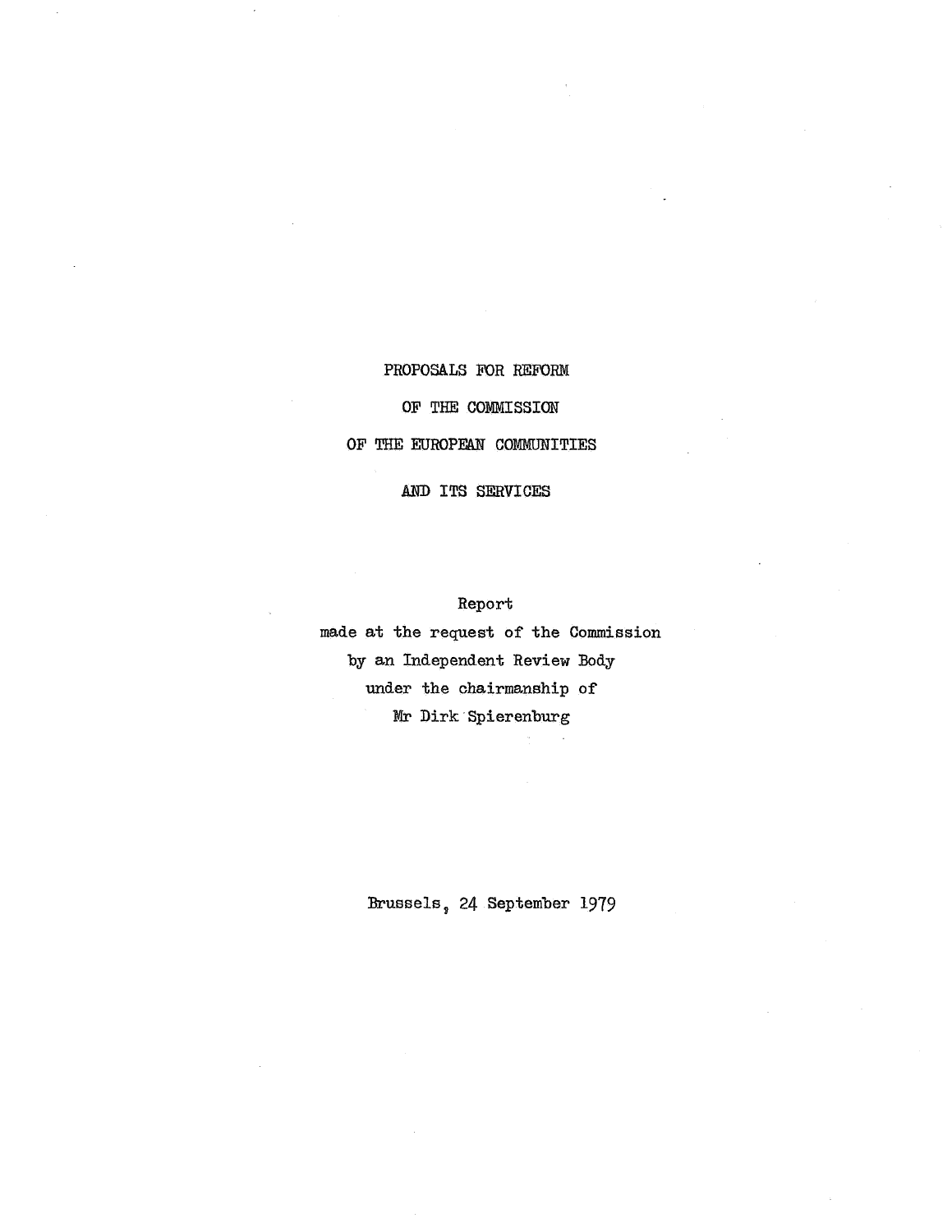# PROPOSALS FOR REFORM OF THE COMMISSION OF THE EUROPEAN COMMUNITIES AND ITS SERVICES

Report
made at the request of the Commission
by an Independent Review Body
under the chairmanship of
Mr Dirk Spierenburg

Brussels, 24 September 1979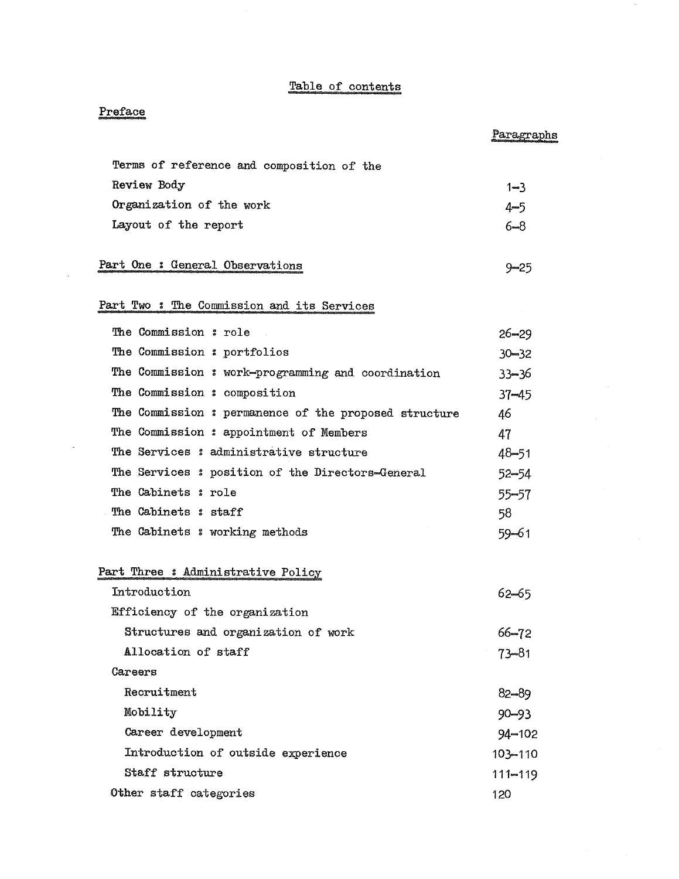# Table of contents

## Preface

| | Paragraphs |
|---|---|
| Terms of reference and composition of the Review Body | 1–3 |
| Organization of the work | 4–5 |
| Layout of the report | 6–8 |
| **Part One : General Observations** | 9–25 |
| **Part Two : The Commission and its Services** | |
| The Commission : role | 26–29 |
| The Commission : portfolios | 30–32 |
| The Commission : work-programming and coordination | 33–36 |
| The Commission : composition | 37–45 |
| The Commission : permanence of the proposed structure | 46 |
| The Commission : appointment of Members | 47 |
| The Services : administrative structure | 48–51 |
| The Services : position of the Directors-General | 52–54 |
| The Cabinets : role | 55–57 |
| The Cabinets : staff | 58 |
| The Cabinets : working methods | 59–61 |
| **Part Three : Administrative Policy** | |
| Introduction | 62–65 |
| Efficiency of the organization | |
| Structures and organization of work | 66–72 |
| Allocation of staff | 73–81 |
| Careers | |
| Recruitment | 82–89 |
| Mobility | 90–93 |
| Career development | 94–102 |
| Introduction of outside experience | 103–110 |
| Staff structure | 111–119 |
| Other staff categories | 120 |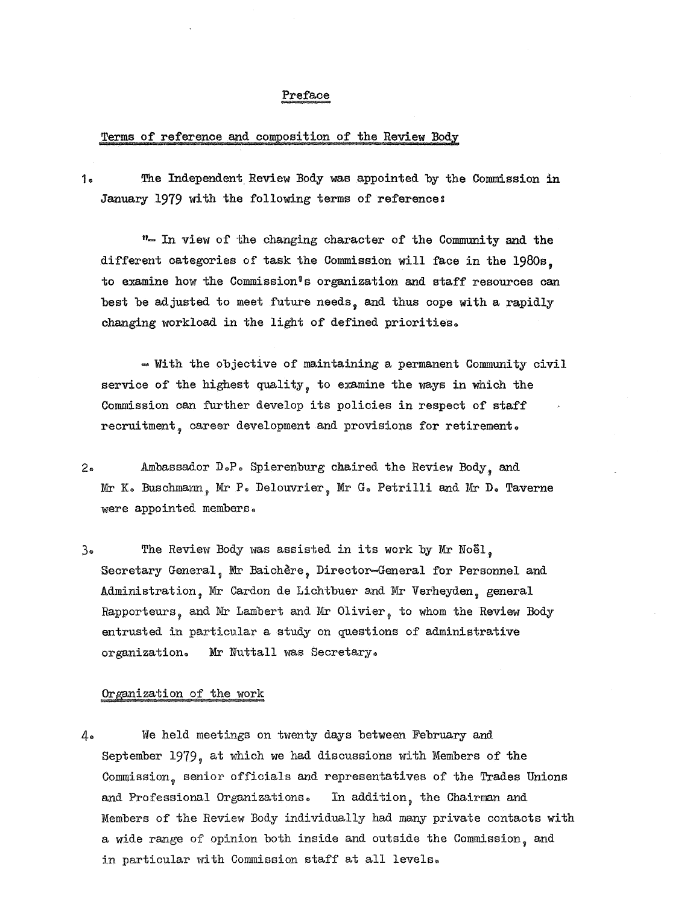# Preface

## Terms of reference and composition of the Review Body

1. The Independent Review Body was appointed by the Commission in January 1979 with the following terms of reference:

   "- In view of the changing character of the Community and the different categories of task the Commission will face in the 1980s, to examine how the Commission's organization and staff resources can best be adjusted to meet future needs, and thus cope with a rapidly changing workload in the light of defined priorities.

   - With the objective of maintaining a permanent Community civil service of the highest quality, to examine the ways in which the Commission can further develop its policies in respect of staff recruitment, career development and provisions for retirement.

2. Ambassador D.P. Spierenburg chaired the Review Body, and Mr K. Buschmann, Mr P. Delouvrier, Mr G. Petrilli and Mr D. Taverne were appointed members.

3. The Review Body was assisted in its work by Mr Noël, Secretary General, Mr Baichère, Director-General for Personnel and Administration, Mr Cardon de Lichtbuer and Mr Verheyden, general Rapporteurs, and Mr Lambert and Mr Olivier, to whom the Review Body entrusted in particular a study on questions of administrative organization. Mr Nuttall was Secretary.

## Organization of the work

4. We held meetings on twenty days between February and September 1979, at which we had discussions with Members of the Commission, senior officials and representatives of the Trades Unions and Professional Organizations. In addition, the Chairman and Members of the Review Body individually had many private contacts with a wide range of opinion both inside and outside the Commission, and in particular with Commission staff at all levels.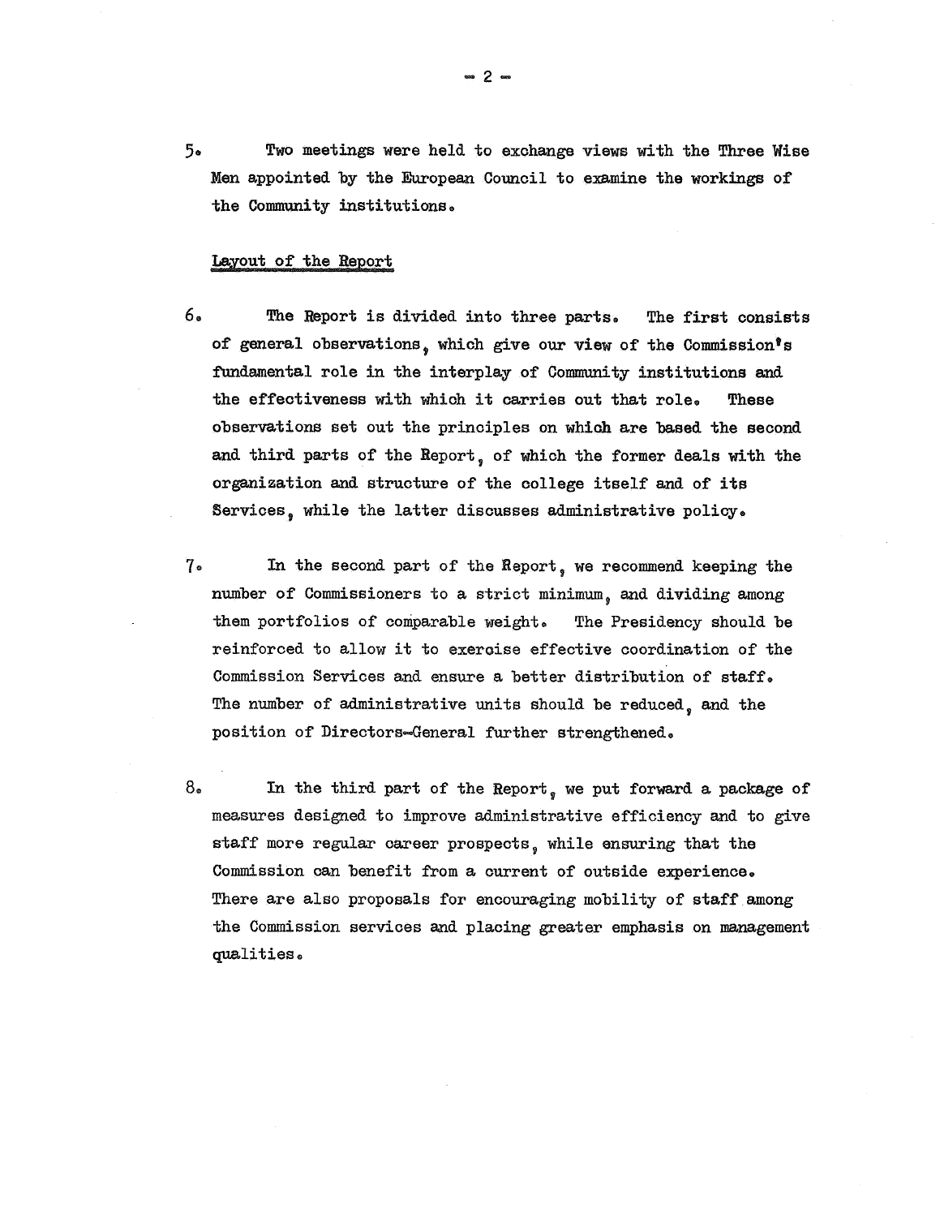5. Two meetings were held to exchange views with the Three Wise Men appointed by the European Council to examine the workings of the Community institutions.

Layout of the Report

6. The Report is divided into three parts. The first consists of general observations, which give our view of the Commission's fundamental role in the interplay of Community institutions and the effectiveness with which it carries out that role. These observations set out the principles on which are based the second and third parts of the Report, of which the former deals with the organization and structure of the college itself and of its Services, while the latter discusses administrative policy.

7. In the second part of the Report, we recommend keeping the number of Commissioners to a strict minimum, and dividing among them portfolios of comparable weight. The Presidency should be reinforced to allow it to exercise effective coordination of the Commission Services and ensure a better distribution of staff. The number of administrative units should be reduced, and the position of Directors-General further strengthened.

8. In the third part of the Report, we put forward a package of measures designed to improve administrative efficiency and to give staff more regular career prospects, while ensuring that the Commission can benefit from a current of outside experience. There are also proposals for encouraging mobility of staff among the Commission services and placing greater emphasis on management qualities.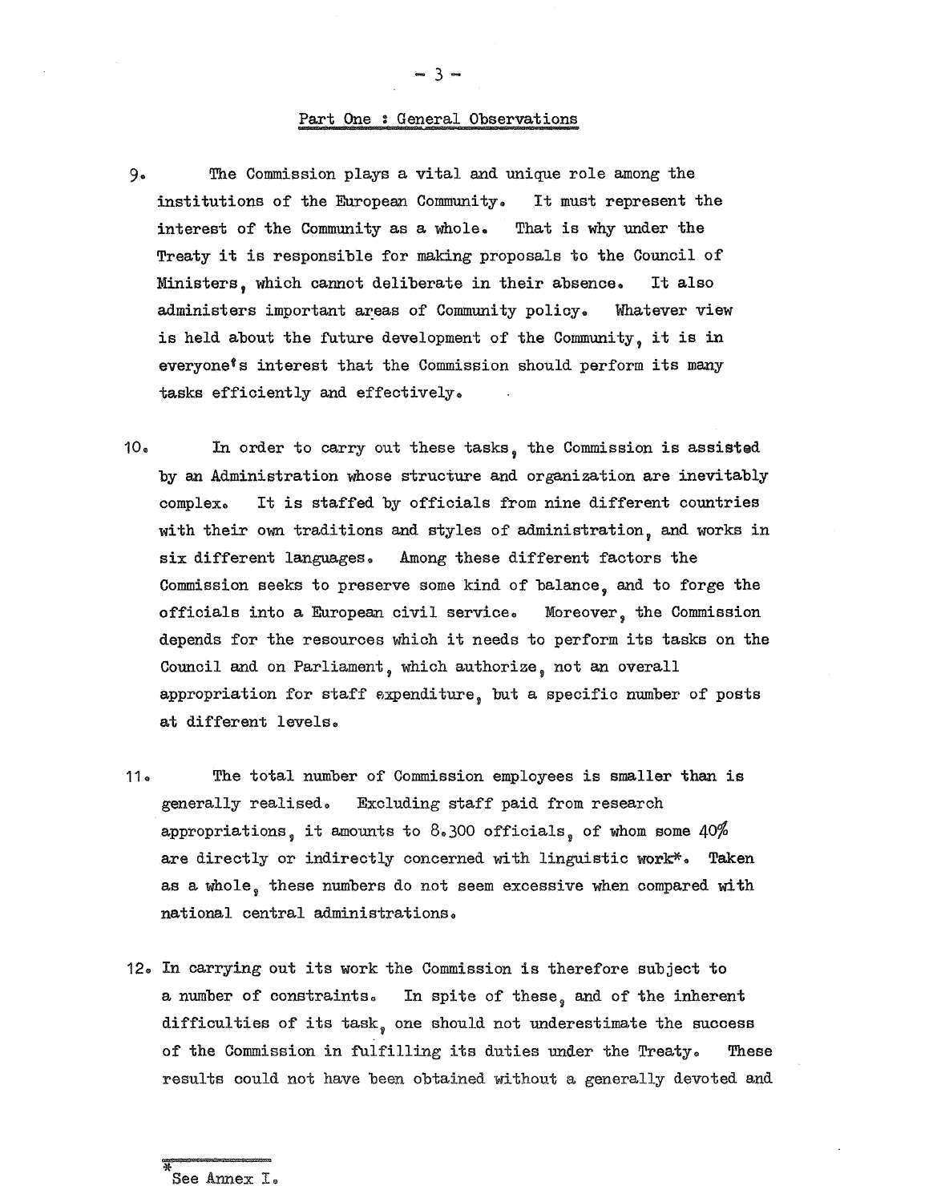## Part One : General Observations

9. The Commission plays a vital and unique role among the institutions of the European Community. It must represent the interest of the Community as a whole. That is why under the Treaty it is responsible for making proposals to the Council of Ministers, which cannot deliberate in their absence. It also administers important areas of Community policy. Whatever view is held about the future development of the Community, it is in everyone's interest that the Commission should perform its many tasks efficiently and effectively.

10. In order to carry out these tasks, the Commission is assisted by an Administration whose structure and organization are inevitably complex. It is staffed by officials from nine different countries with their own traditions and styles of administration, and works in six different languages. Among these different factors the Commission seeks to preserve some kind of balance, and to forge the officials into a European civil service. Moreover, the Commission depends for the resources which it needs to perform its tasks on the Council and on Parliament, which authorize, not an overall appropriation for staff expenditure, but a specific number of posts at different levels.

11. The total number of Commission employees is smaller than is generally realised. Excluding staff paid from research appropriations, it amounts to 8.300 officials, of whom some 40% are directly or indirectly concerned with linguistic work*. Taken as a whole, these numbers do not seem excessive when compared with national central administrations.

12. In carrying out its work the Commission is therefore subject to a number of constraints. In spite of these, and of the inherent difficulties of its task, one should not underestimate the success of the Commission in fulfilling its duties under the Treaty. These results could not have been obtained without a generally devoted and

*See Annex I.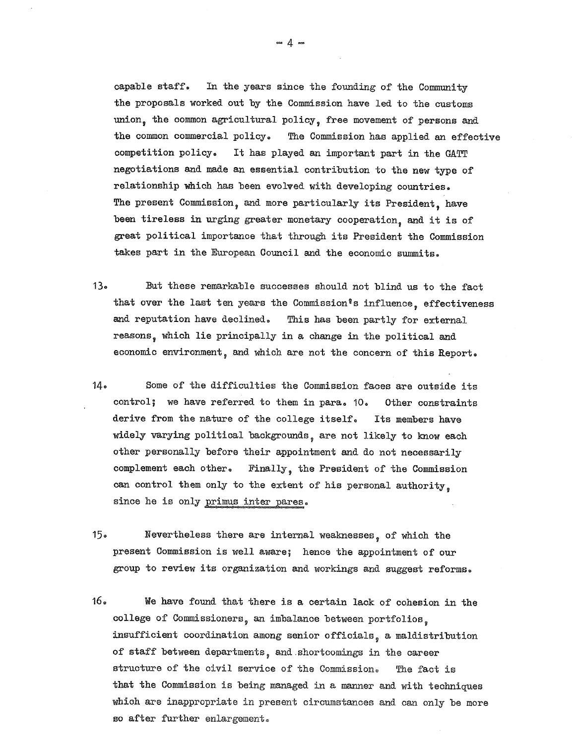capable staff. In the years since the founding of the Community the proposals worked out by the Commission have led to the customs union, the common agricultural policy, free movement of persons and the common commercial policy. The Commission has applied an effective competition policy. It has played an important part in the GATT negotiations and made an essential contribution to the new type of relationship which has been evolved with developing countries. The present Commission, and more particularly its President, have been tireless in urging greater monetary cooperation, and it is of great political importance that through its President the Commission takes part in the European Council and the economic summits.

13. But these remarkable successes should not blind us to the fact that over the last ten years the Commission's influence, effectiveness and reputation have declined. This has been partly for external reasons, which lie principally in a change in the political and economic environment, and which are not the concern of this Report.

14. Some of the difficulties the Commission faces are outside its control; we have referred to them in para. 10. Other constraints derive from the nature of the college itself. Its members have widely varying political backgrounds, are not likely to know each other personally before their appointment and do not necessarily complement each other. Finally, the President of the Commission can control them only to the extent of his personal authority, since he is only *primus inter pares*.

15. Nevertheless there are internal weaknesses, of which the present Commission is well aware; hence the appointment of our group to review its organization and workings and suggest reforms.

16. We have found that there is a certain lack of cohesion in the college of Commissioners, an imbalance between portfolios, insufficient coordination among senior officials, a maldistribution of staff between departments, and shortcomings in the career structure of the civil service of the Commission. The fact is that the Commission is being managed in a manner and with techniques which are inappropriate in present circumstances and can only be more so after further enlargement.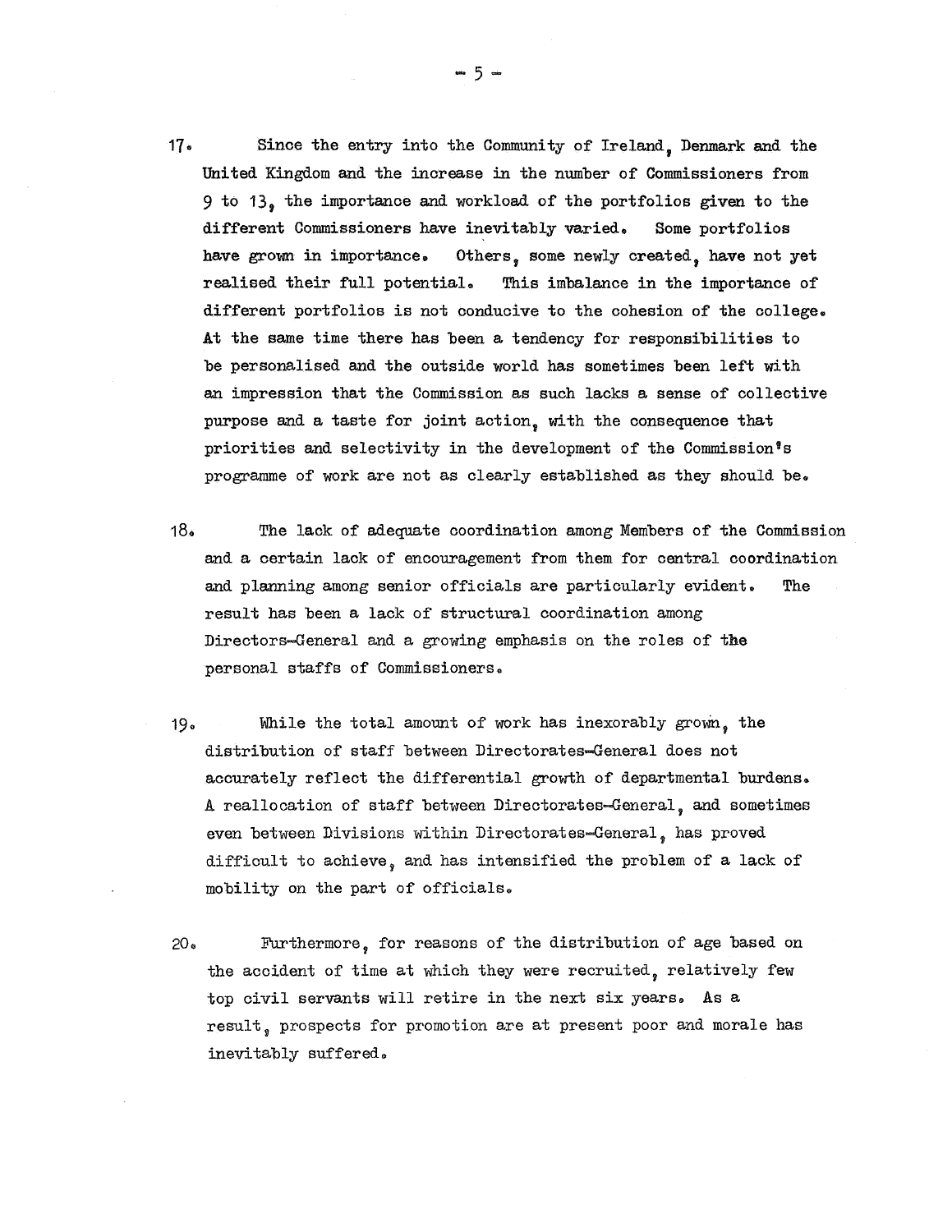17. Since the entry into the Community of Ireland, Denmark and the United Kingdom and the increase in the number of Commissioners from 9 to 13, the importance and workload of the portfolios given to the different Commissioners have inevitably varied. Some portfolios have grown in importance. Others, some newly created, have not yet realised their full potential. This imbalance in the importance of different portfolios is not conducive to the cohesion of the college. At the same time there has been a tendency for responsibilities to be personalised and the outside world has sometimes been left with an impression that the Commission as such lacks a sense of collective purpose and a taste for joint action, with the consequence that priorities and selectivity in the development of the Commission's programme of work are not as clearly established as they should be.

18. The lack of adequate coordination among Members of the Commission and a certain lack of encouragement from them for central coordination and planning among senior officials are particularly evident. The result has been a lack of structural coordination among Directors-General and a growing emphasis on the roles of the personal staffs of Commissioners.

19. While the total amount of work has inexorably grown, the distribution of staff between Directorates-General does not accurately reflect the differential growth of departmental burdens. A reallocation of staff between Directorates-General, and sometimes even between Divisions within Directorates-General, has proved difficult to achieve, and has intensified the problem of a lack of mobility on the part of officials.

20. Furthermore, for reasons of the distribution of age based on the accident of time at which they were recruited, relatively few top civil servants will retire in the next six years. As a result, prospects for promotion are at present poor and morale has inevitably suffered.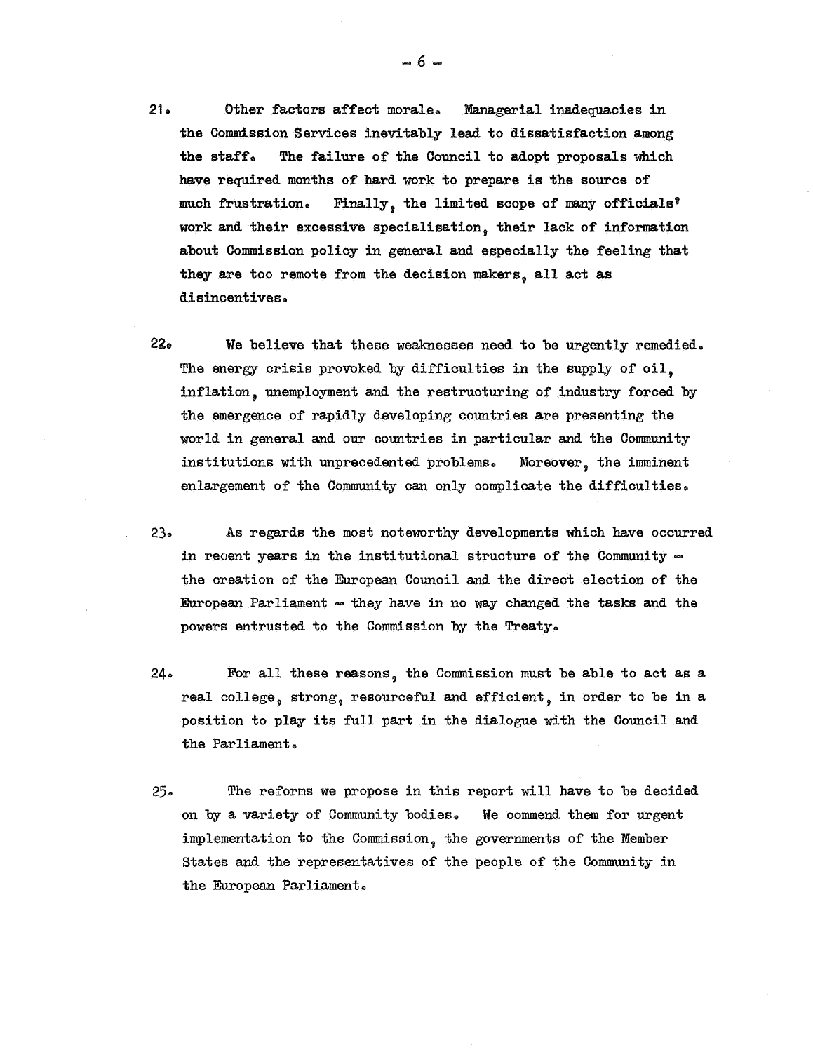21. Other factors affect morale. Managerial inadequacies in the Commission Services inevitably lead to dissatisfaction among the staff. The failure of the Council to adopt proposals which have required months of hard work to prepare is the source of much frustration. Finally, the limited scope of many officials' work and their excessive specialisation, their lack of information about Commission policy in general and especially the feeling that they are too remote from the decision makers, all act as disincentives.

22. We believe that these weaknesses need to be urgently remedied. The energy crisis provoked by difficulties in the supply of oil, inflation, unemployment and the restructuring of industry forced by the emergence of rapidly developing countries are presenting the world in general and our countries in particular and the Community institutions with unprecedented problems. Moreover, the imminent enlargement of the Community can only complicate the difficulties.

23. As regards the most noteworthy developments which have occurred in recent years in the institutional structure of the Community – the creation of the European Council and the direct election of the European Parliament – they have in no way changed the tasks and the powers entrusted to the Commission by the Treaty.

24. For all these reasons, the Commission must be able to act as a real college, strong, resourceful and efficient, in order to be in a position to play its full part in the dialogue with the Council and the Parliament.

25. The reforms we propose in this report will have to be decided on by a variety of Community bodies. We commend them for urgent implementation to the Commission, the governments of the Member States and the representatives of the people of the Community in the European Parliament.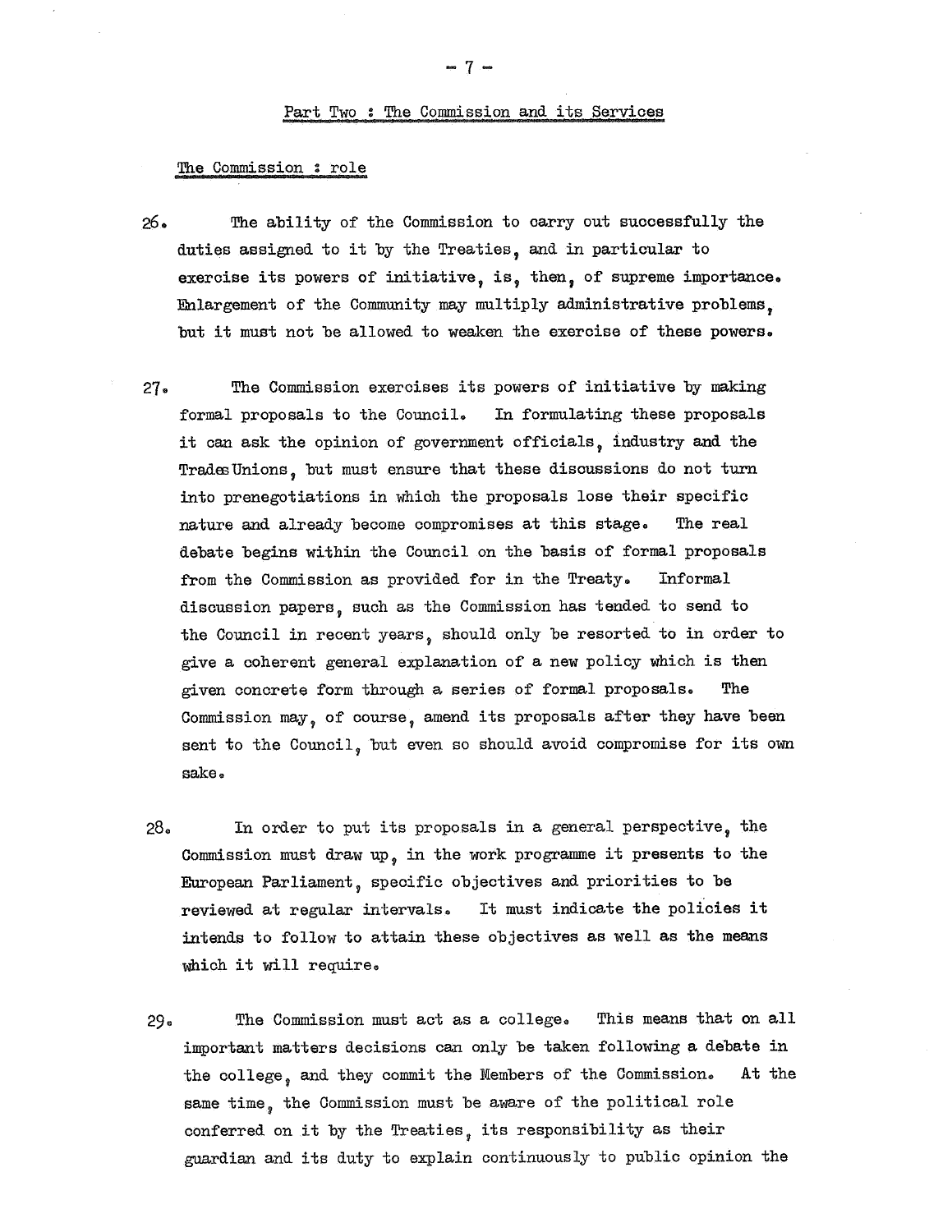## Part Two : The Commission and its Services

### The Commission : role

26. The ability of the Commission to carry out successfully the duties assigned to it by the Treaties, and in particular to exercise its powers of initiative, is, then, of supreme importance. Enlargement of the Community may multiply administrative problems, but it must not be allowed to weaken the exercise of these powers.

27. The Commission exercises its powers of initiative by making formal proposals to the Council. In formulating these proposals it can ask the opinion of government officials, industry and the Trades Unions, but must ensure that these discussions do not turn into prenegotiations in which the proposals lose their specific nature and already become compromises at this stage. The real debate begins within the Council on the basis of formal proposals from the Commission as provided for in the Treaty. Informal discussion papers, such as the Commission has tended to send to the Council in recent years, should only be resorted to in order to give a coherent general explanation of a new policy which is then given concrete form through a series of formal proposals. The Commission may, of course, amend its proposals after they have been sent to the Council, but even so should avoid compromise for its own sake.

28. In order to put its proposals in a general perspective, the Commission must draw up, in the work programme it presents to the European Parliament, specific objectives and priorities to be reviewed at regular intervals. It must indicate the policies it intends to follow to attain these objectives as well as the means which it will require.

29. The Commission must act as a college. This means that on all important matters decisions can only be taken following a debate in the college, and they commit the Members of the Commission. At the same time, the Commission must be aware of the political role conferred on it by the Treaties, its responsibility as their guardian and its duty to explain continuously to public opinion the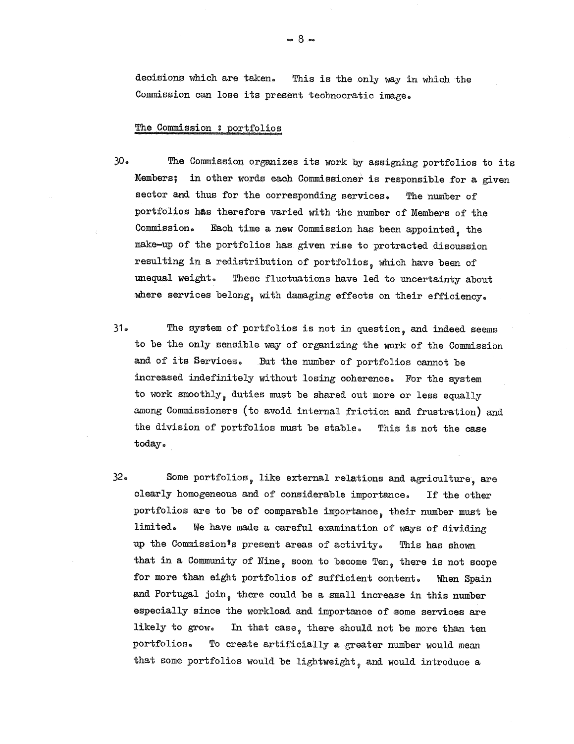decisions which are taken. This is the only way in which the Commission can lose its present technocratic image.

<u>The Commission : portfolios</u>

30. The Commission organizes its work by assigning portfolios to its Members; in other words each Commissioner is responsible for a given sector and thus for the corresponding services. The number of portfolios has therefore varied with the number of Members of the Commission. Each time a new Commission has been appointed, the make-up of the portfolios has given rise to protracted discussion resulting in a redistribution of portfolios, which have been of unequal weight. These fluctuations have led to uncertainty about where services belong, with damaging effects on their efficiency.

31. The system of portfolios is not in question, and indeed seems to be the only sensible way of organizing the work of the Commission and of its Services. But the number of portfolios cannot be increased indefinitely without losing coherence. For the system to work smoothly, duties must be shared out more or less equally among Commissioners (to avoid internal friction and frustration) and the division of portfolios must be stable. This is not the case today.

32. Some portfolios, like external relations and agriculture, are clearly homogeneous and of considerable importance. If the other portfolios are to be of comparable importance, their number must be limited. We have made a careful examination of ways of dividing up the Commission's present areas of activity. This has shown that in a Community of Nine, soon to become Ten, there is not scope for more than eight portfolios of sufficient content. When Spain and Portugal join, there could be a small increase in this number especially since the workload and importance of some services are likely to grow. In that case, there should not be more than ten portfolios. To create artificially a greater number would mean that some portfolios would be lightweight, and would introduce a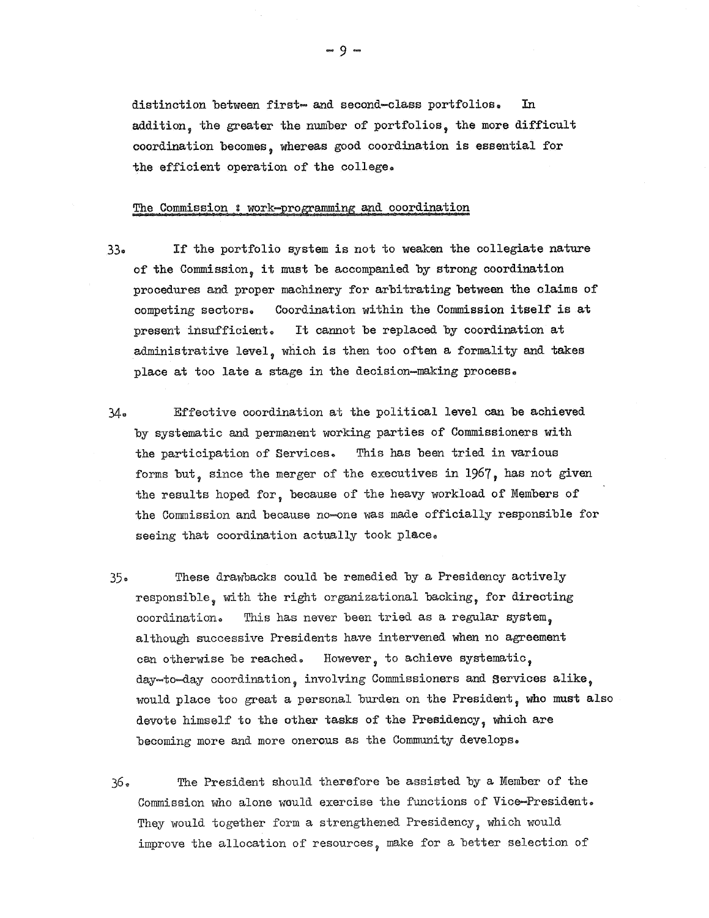distinction between first- and second-class portfolios. In addition, the greater the number of portfolios, the more difficult coordination becomes, whereas good coordination is essential for the efficient operation of the college.

The Commission : work-programming and coordination

33. If the portfolio system is not to weaken the collegiate nature of the Commission, it must be accompanied by strong coordination procedures and proper machinery for arbitrating between the claims of competing sectors. Coordination within the Commission itself is at present insufficient. It cannot be replaced by coordination at administrative level, which is then too often a formality and takes place at too late a stage in the decision-making process.

34. Effective coordination at the political level can be achieved by systematic and permanent working parties of Commissioners with the participation of Services. This has been tried in various forms but, since the merger of the executives in 1967, has not given the results hoped for, because of the heavy workload of Members of the Commission and because no-one was made officially responsible for seeing that coordination actually took place.

35. These drawbacks could be remedied by a Presidency actively responsible, with the right organizational backing, for directing coordination. This has never been tried as a regular system, although successive Presidents have intervened when no agreement can otherwise be reached. However, to achieve systematic, day-to-day coordination, involving Commissioners and Services alike, would place too great a personal burden on the President, who must also devote himself to the other tasks of the Presidency, which are becoming more and more onerous as the Community develops.

36. The President should therefore be assisted by a Member of the Commission who alone would exercise the functions of Vice-President. They would together form a strengthened Presidency, which would improve the allocation of resources, make for a better selection of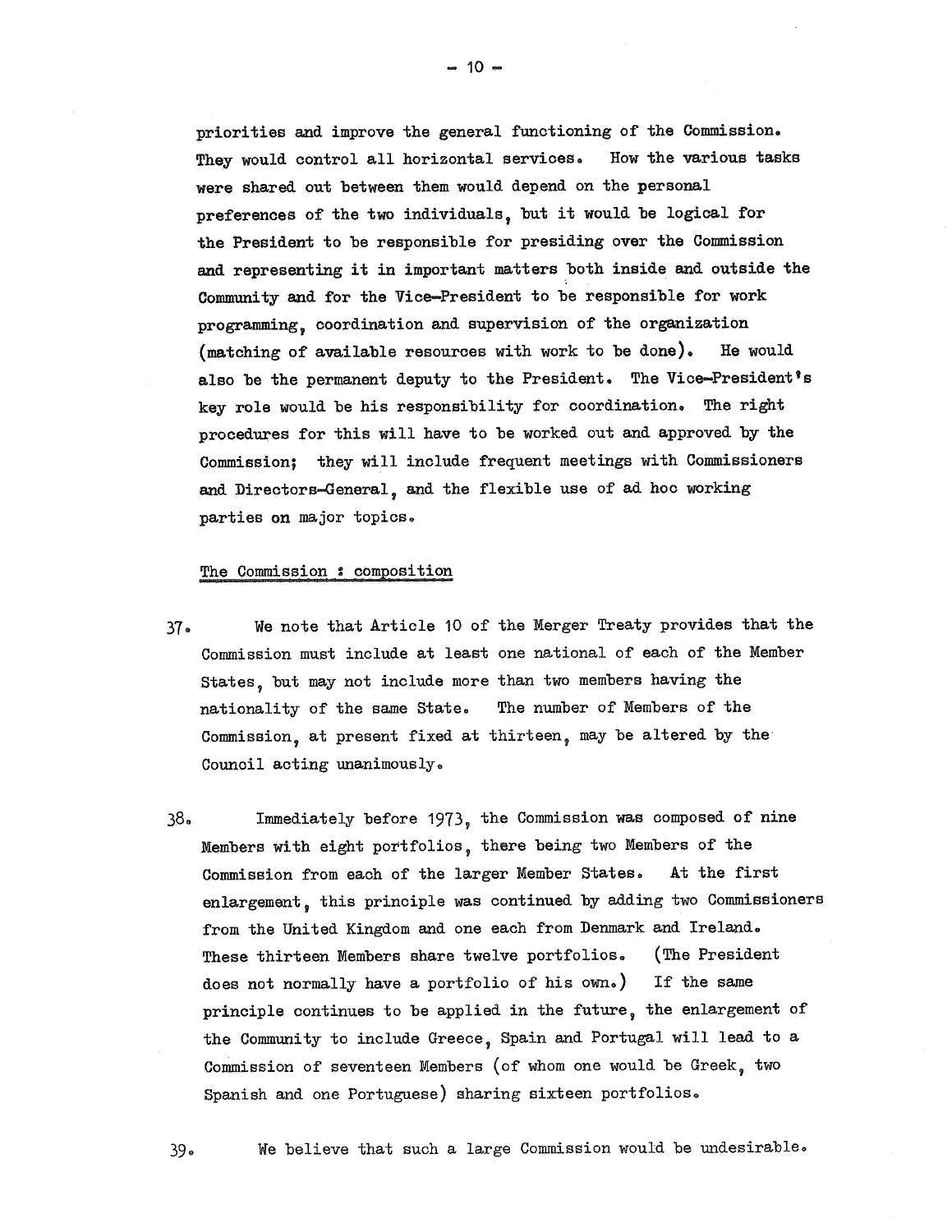priorities and improve the general functioning of the Commission. They would control all horizontal services. How the various tasks were shared out between them would depend on the personal preferences of the two individuals, but it would be logical for the President to be responsible for presiding over the Commission and representing it in important matters both inside and outside the Community and for the Vice-President to be responsible for work programming, coordination and supervision of the organization (matching of available resources with work to be done). He would also be the permanent deputy to the President. The Vice-President's key role would be his responsibility for coordination. The right procedures for this will have to be worked out and approved by the Commission; they will include frequent meetings with Commissioners and Directors-General, and the flexible use of ad hoc working parties on major topics.

<u>The Commission : composition</u>

37. We note that Article 10 of the Merger Treaty provides that the Commission must include at least one national of each of the Member States, but may not include more than two members having the nationality of the same State. The number of Members of the Commission, at present fixed at thirteen, may be altered by the Council acting unanimously.

38. Immediately before 1973, the Commission was composed of nine Members with eight portfolios, there being two Members of the Commission from each of the larger Member States. At the first enlargement, this principle was continued by adding two Commissioners from the United Kingdom and one each from Denmark and Ireland. These thirteen Members share twelve portfolios. (The President does not normally have a portfolio of his own.) If the same principle continues to be applied in the future, the enlargement of the Community to include Greece, Spain and Portugal will lead to a Commission of seventeen Members (of whom one would be Greek, two Spanish and one Portuguese) sharing sixteen portfolios.

39. We believe that such a large Commission would be undesirable.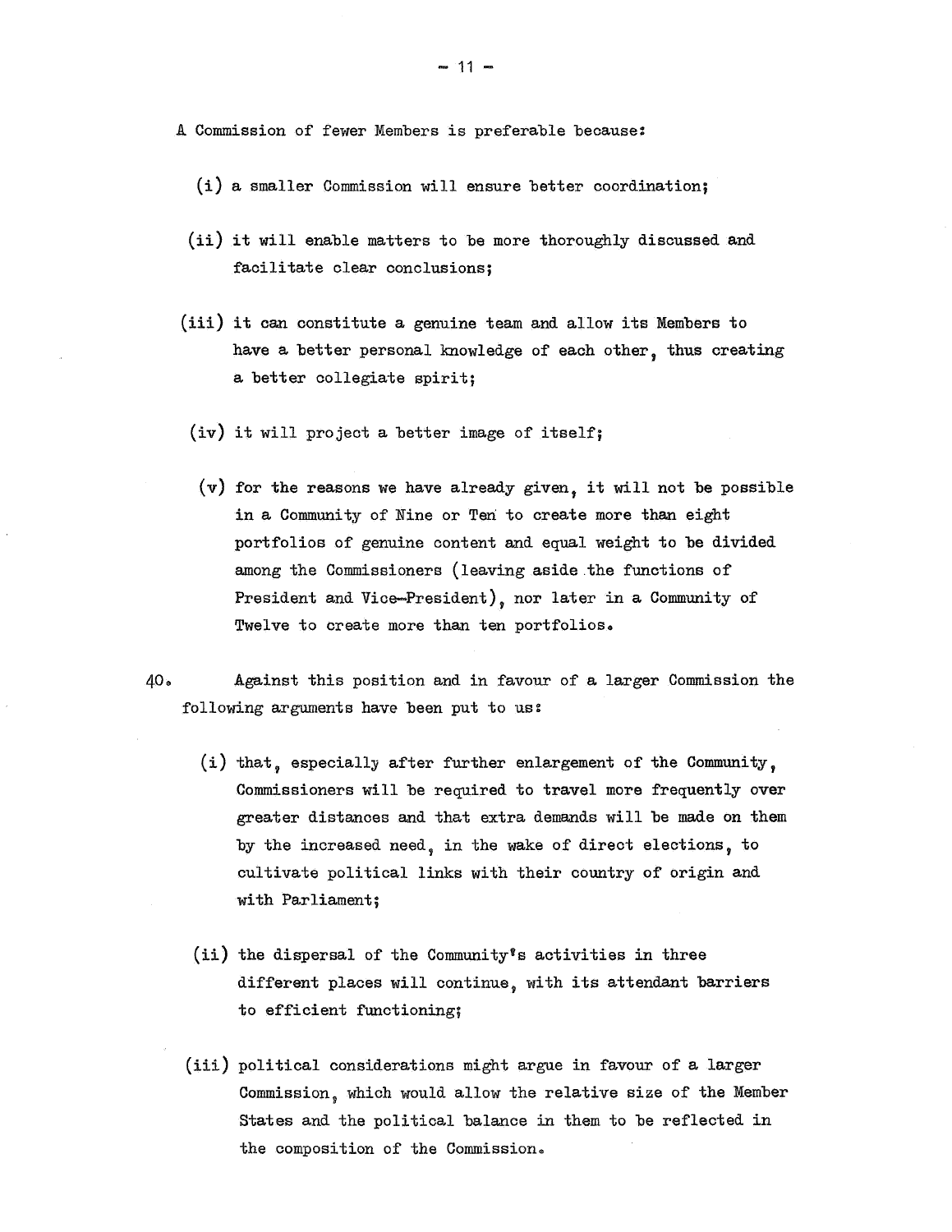A Commission of fewer Members is preferable because:

(i) a smaller Commission will ensure better coordination;

(ii) it will enable matters to be more thoroughly discussed and facilitate clear conclusions;

(iii) it can constitute a genuine team and allow its Members to have a better personal knowledge of each other, thus creating a better collegiate spirit;

(iv) it will project a better image of itself;

(v) for the reasons we have already given, it will not be possible in a Community of Nine or Ten to create more than eight portfolios of genuine content and equal weight to be divided among the Commissioners (leaving aside the functions of President and Vice-President), nor later in a Community of Twelve to create more than ten portfolios.

40. Against this position and in favour of a larger Commission the following arguments have been put to us:

(i) that, especially after further enlargement of the Community, Commissioners will be required to travel more frequently over greater distances and that extra demands will be made on them by the increased need, in the wake of direct elections, to cultivate political links with their country of origin and with Parliament;

(ii) the dispersal of the Community's activities in three different places will continue, with its attendant barriers to efficient functioning;

(iii) political considerations might argue in favour of a larger Commission, which would allow the relative size of the Member States and the political balance in them to be reflected in the composition of the Commission.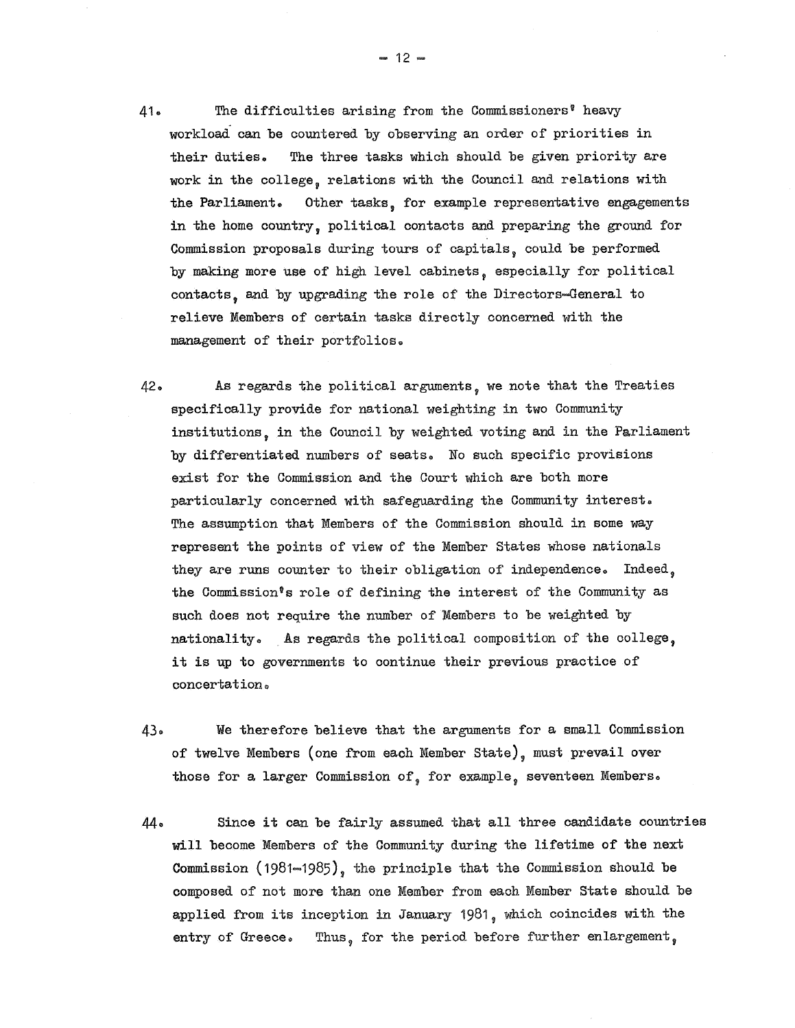41. The difficulties arising from the Commissioners' heavy workload can be countered by observing an order of priorities in their duties. The three tasks which should be given priority are work in the college, relations with the Council and relations with the Parliament. Other tasks, for example representative engagements in the home country, political contacts and preparing the ground for Commission proposals during tours of capitals, could be performed by making more use of high level cabinets, especially for political contacts, and by upgrading the role of the Directors-General to relieve Members of certain tasks directly concerned with the management of their portfolios.

42. As regards the political arguments, we note that the Treaties specifically provide for national weighting in two Community institutions, in the Council by weighted voting and in the Parliament by differentiated numbers of seats. No such specific provisions exist for the Commission and the Court which are both more particularly concerned with safeguarding the Community interest. The assumption that Members of the Commission should in some way represent the points of view of the Member States whose nationals they are runs counter to their obligation of independence. Indeed, the Commission's role of defining the interest of the Community as such does not require the number of Members to be weighted by nationality. As regards the political composition of the college, it is up to governments to continue their previous practice of concertation.

43. We therefore believe that the arguments for a small Commission of twelve Members (one from each Member State), must prevail over those for a larger Commission of, for example, seventeen Members.

44. Since it can be fairly assumed that all three candidate countries will become Members of the Community during the lifetime of the next Commission (1981-1985), the principle that the Commission should be composed of not more than one Member from each Member State should be applied from its inception in January 1981, which coincides with the entry of Greece. Thus, for the period before further enlargement,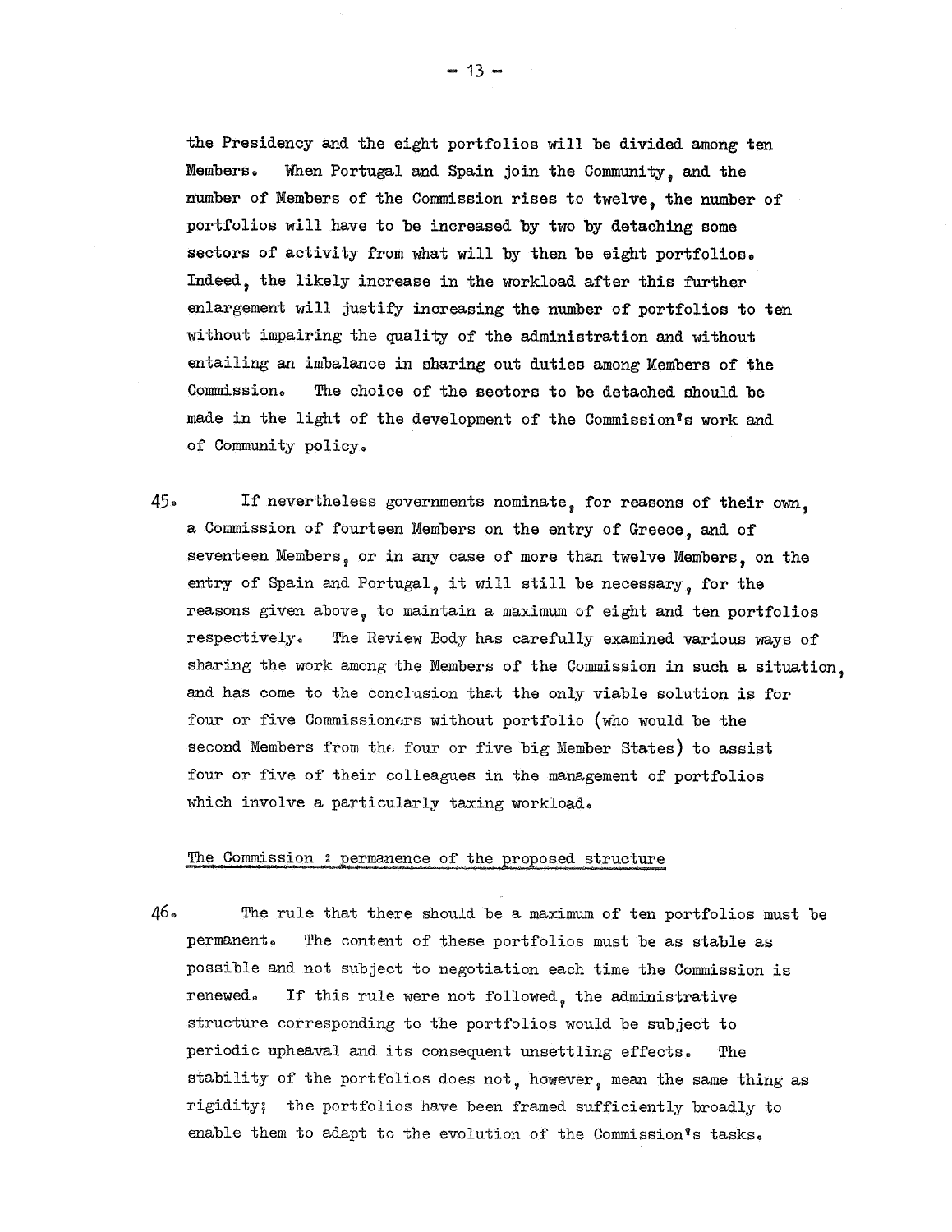the Presidency and the eight portfolios will be divided among ten Members. When Portugal and Spain join the Community, and the number of Members of the Commission rises to twelve, the number of portfolios will have to be increased by two by detaching some sectors of activity from what will by then be eight portfolios. Indeed, the likely increase in the workload after this further enlargement will justify increasing the number of portfolios to ten without impairing the quality of the administration and without entailing an imbalance in sharing out duties among Members of the Commission. The choice of the sectors to be detached should be made in the light of the development of the Commission's work and of Community policy.

45. If nevertheless governments nominate, for reasons of their own, a Commission of fourteen Members on the entry of Greece, and of seventeen Members, or in any case of more than twelve Members, on the entry of Spain and Portugal, it will still be necessary, for the reasons given above, to maintain a maximum of eight and ten portfolios respectively. The Review Body has carefully examined various ways of sharing the work among the Members of the Commission in such a situation, and has come to the conclusion that the only viable solution is for four or five Commissioners without portfolio (who would be the second Members from the four or five big Member States) to assist four or five of their colleagues in the management of portfolios which involve a particularly taxing workload.

## The Commission : permanence of the proposed structure

46. The rule that there should be a maximum of ten portfolios must be permanent. The content of these portfolios must be as stable as possible and not subject to negotiation each time the Commission is renewed. If this rule were not followed, the administrative structure corresponding to the portfolios would be subject to periodic upheaval and its consequent unsettling effects. The stability of the portfolios does not, however, mean the same thing as rigidity; the portfolios have been framed sufficiently broadly to enable them to adapt to the evolution of the Commission's tasks.